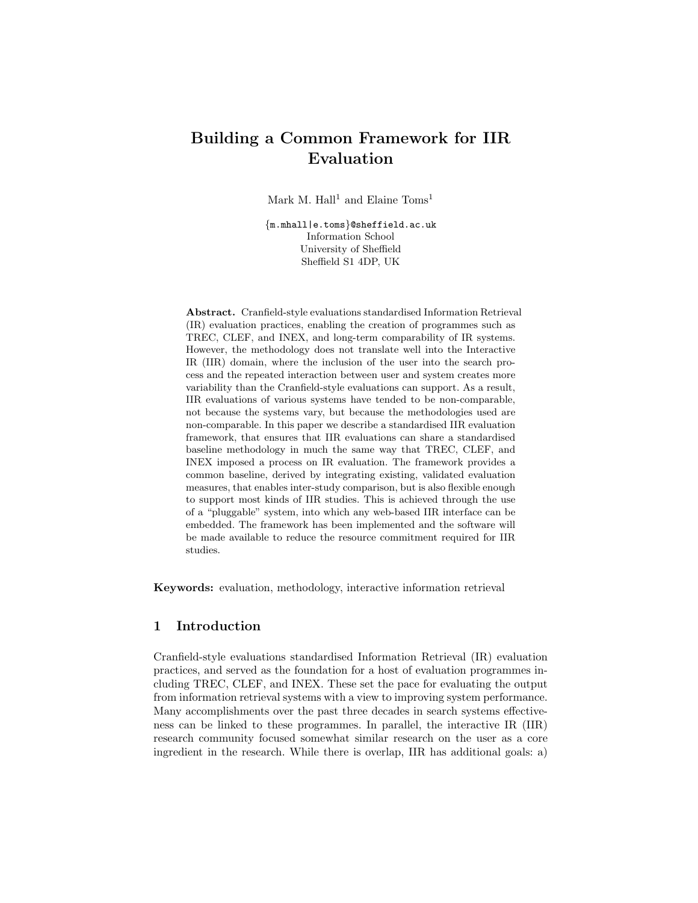# Building a Common Framework for IIR Evaluation

Mark M. Hall[1] and Elaine Toms[1]

{m.mhall|e.toms}@sheffield.ac.uk
Information School
University of Sheffield
Sheffield S1 4DP, UK

**Abstract.** Cranfield-style evaluations standardised Information Retrieval (IR) evaluation practices, enabling the creation of programmes such as TREC, CLEF, and INEX, and long-term comparability of IR systems. However, the methodology does not translate well into the Interactive IR (IIR) domain, where the inclusion of the user into the search process and the repeated interaction between user and system creates more variability than the Cranfield-style evaluations can support. As a result, IIR evaluations of various systems have tended to be non-comparable, not because the systems vary, but because the methodologies used are non-comparable. In this paper we describe a standardised IIR evaluation framework, that ensures that IIR evaluations can share a standardised baseline methodology in much the same way that TREC, CLEF, and INEX imposed a process on IR evaluation. The framework provides a common baseline, derived by integrating existing, validated evaluation measures, that enables inter-study comparison, but is also flexible enough to support most kinds of IIR studies. This is achieved through the use of a "pluggable" system, into which any web-based IIR interface can be embedded. The framework has been implemented and the software will be made available to reduce the resource commitment required for IIR studies.

**Keywords:** evaluation, methodology, interactive information retrieval

## 1 Introduction

Cranfield-style evaluations standardised Information Retrieval (IR) evaluation practices, and served as the foundation for a host of evaluation programmes including TREC, CLEF, and INEX. These set the pace for evaluating the output from information retrieval systems with a view to improving system performance. Many accomplishments over the past three decades in search systems effectiveness can be linked to these programmes. In parallel, the interactive IR (IIR) research community focused somewhat similar research on the user as a core ingredient in the research. While there is overlap, IIR has additional goals: a)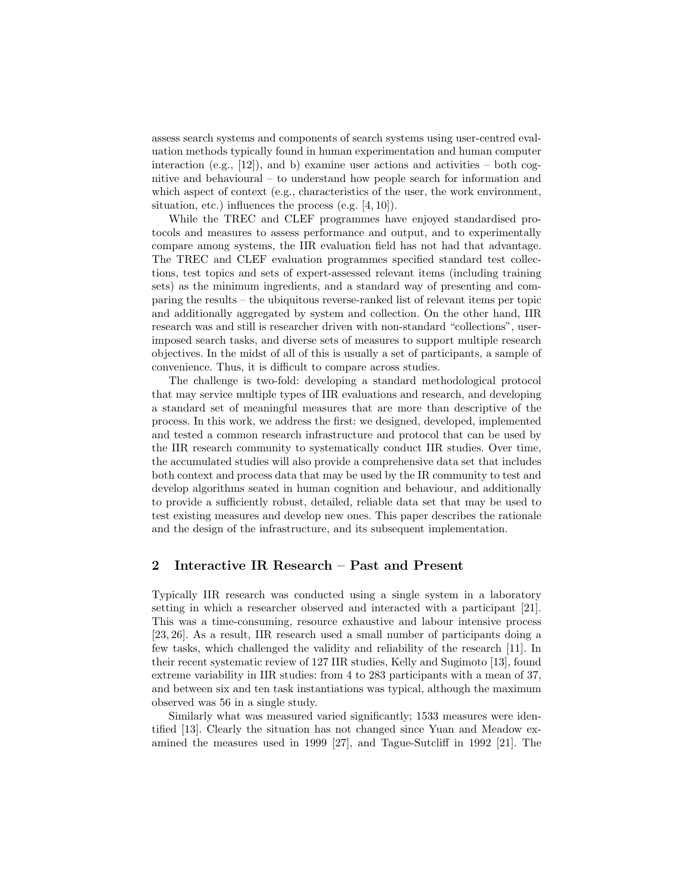assess search systems and components of search systems using user-centred evaluation methods typically found in human experimentation and human computer interaction (e.g., [12]), and b) examine user actions and activities – both cognitive and behavioural – to understand how people search for information and which aspect of context (e.g., characteristics of the user, the work environment, situation, etc.) influences the process (e.g. [4, 10]).

While the TREC and CLEF programmes have enjoyed standardised protocols and measures to assess performance and output, and to experimentally compare among systems, the IIR evaluation field has not had that advantage. The TREC and CLEF evaluation programmes specified standard test collections, test topics and sets of expert-assessed relevant items (including training sets) as the minimum ingredients, and a standard way of presenting and comparing the results – the ubiquitous reverse-ranked list of relevant items per topic and additionally aggregated by system and collection. On the other hand, IIR research was and still is researcher driven with non-standard "collections", user-imposed search tasks, and diverse sets of measures to support multiple research objectives. In the midst of all of this is usually a set of participants, a sample of convenience. Thus, it is difficult to compare across studies.

The challenge is two-fold: developing a standard methodological protocol that may service multiple types of IIR evaluations and research, and developing a standard set of meaningful measures that are more than descriptive of the process. In this work, we address the first: we designed, developed, implemented and tested a common research infrastructure and protocol that can be used by the IIR research community to systematically conduct IIR studies. Over time, the accumulated studies will also provide a comprehensive data set that includes both context and process data that may be used by the IR community to test and develop algorithms seated in human cognition and behaviour, and additionally to provide a sufficiently robust, detailed, reliable data set that may be used to test existing measures and develop new ones. This paper describes the rationale and the design of the infrastructure, and its subsequent implementation.

## 2 Interactive IR Research – Past and Present

Typically IIR research was conducted using a single system in a laboratory setting in which a researcher observed and interacted with a participant [21]. This was a time-consuming, resource exhaustive and labour intensive process [23, 26]. As a result, IIR research used a small number of participants doing a few tasks, which challenged the validity and reliability of the research [11]. In their recent systematic review of 127 IIR studies, Kelly and Sugimoto [13], found extreme variability in IIR studies: from 4 to 283 participants with a mean of 37, and between six and ten task instantiations was typical, although the maximum observed was 56 in a single study.

Similarly what was measured varied significantly; 1533 measures were identified [13]. Clearly the situation has not changed since Yuan and Meadow examined the measures used in 1999 [27], and Tague-Sutcliff in 1992 [21]. The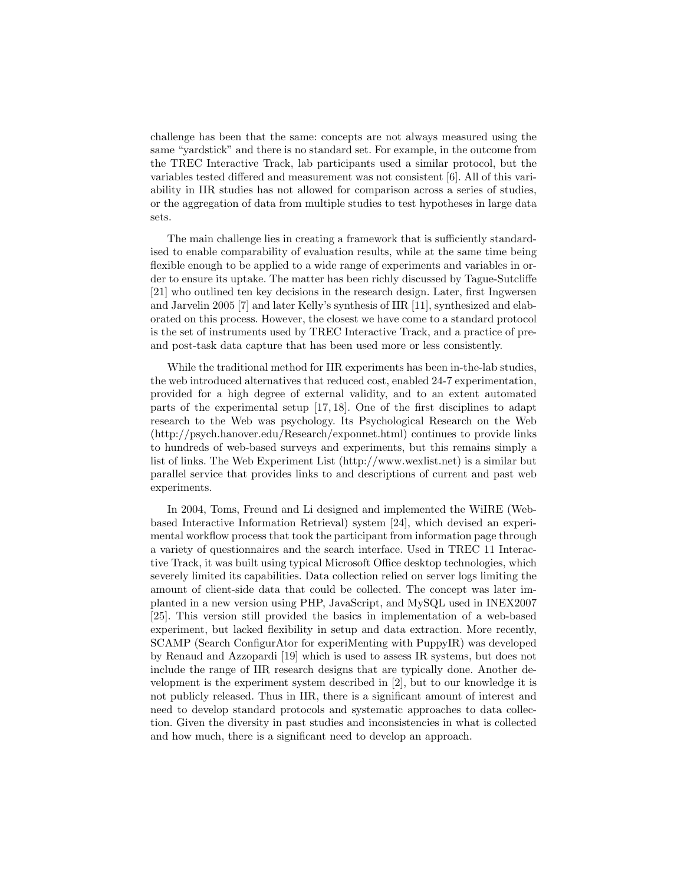challenge has been that the same: concepts are not always measured using the same "yardstick" and there is no standard set. For example, in the outcome from the TREC Interactive Track, lab participants used a similar protocol, but the variables tested differed and measurement was not consistent [6]. All of this variability in IIR studies has not allowed for comparison across a series of studies, or the aggregation of data from multiple studies to test hypotheses in large data sets.

The main challenge lies in creating a framework that is sufficiently standardised to enable comparability of evaluation results, while at the same time being flexible enough to be applied to a wide range of experiments and variables in order to ensure its uptake. The matter has been richly discussed by Tague-Sutcliffe [21] who outlined ten key decisions in the research design. Later, first Ingwersen and Jarvelin 2005 [7] and later Kelly's synthesis of IIR [11], synthesized and elaborated on this process. However, the closest we have come to a standard protocol is the set of instruments used by TREC Interactive Track, and a practice of pre- and post-task data capture that has been used more or less consistently.

While the traditional method for IIR experiments has been in-the-lab studies, the web introduced alternatives that reduced cost, enabled 24-7 experimentation, provided for a high degree of external validity, and to an extent automated parts of the experimental setup [17, 18]. One of the first disciplines to adapt research to the Web was psychology. Its Psychological Research on the Web (http://psych.hanover.edu/Research/exponnet.html) continues to provide links to hundreds of web-based surveys and experiments, but this remains simply a list of links. The Web Experiment List (http://www.wexlist.net) is a similar but parallel service that provides links to and descriptions of current and past web experiments.

In 2004, Toms, Freund and Li designed and implemented the WiIRE (Web-based Interactive Information Retrieval) system [24], which devised an experimental workflow process that took the participant from information page through a variety of questionnaires and the search interface. Used in TREC 11 Interactive Track, it was built using typical Microsoft Office desktop technologies, which severely limited its capabilities. Data collection relied on server logs limiting the amount of client-side data that could be collected. The concept was later implanted in a new version using PHP, JavaScript, and MySQL used in INEX2007 [25]. This version still provided the basics in implementation of a web-based experiment, but lacked flexibility in setup and data extraction. More recently, SCAMP (Search ConfigurAtor for experiMenting with PuppyIR) was developed by Renaud and Azzopardi [19] which is used to assess IR systems, but does not include the range of IIR research designs that are typically done. Another development is the experiment system described in [2], but to our knowledge it is not publicly released. Thus in IIR, there is a significant amount of interest and need to develop standard protocols and systematic approaches to data collection. Given the diversity in past studies and inconsistencies in what is collected and how much, there is a significant need to develop an approach.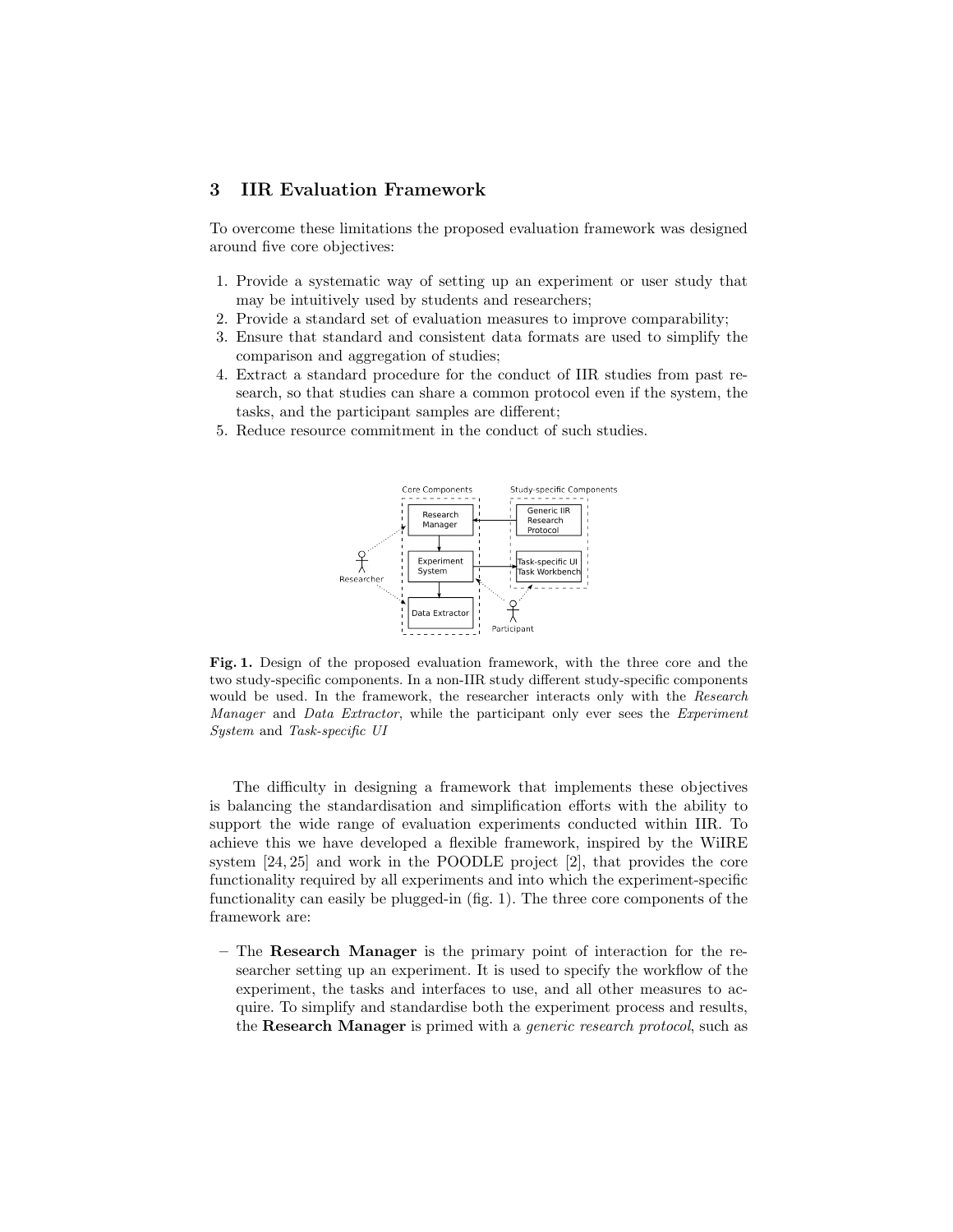## 3 IIR Evaluation Framework

To overcome these limitations the proposed evaluation framework was designed around five core objectives:

1. Provide a systematic way of setting up an experiment or user study that may be intuitively used by students and researchers;
2. Provide a standard set of evaluation measures to improve comparability;
3. Ensure that standard and consistent data formats are used to simplify the comparison and aggregation of studies;
4. Extract a standard procedure for the conduct of IIR studies from past research, so that studies can share a common protocol even if the system, the tasks, and the participant samples are different;
5. Reduce resource commitment in the conduct of such studies.

**Fig. 1.** Design of the proposed evaluation framework, with the three core and the two study-specific components. In a non-IIR study different study-specific components would be used. In the framework, the researcher interacts only with the *Research Manager* and *Data Extractor*, while the participant only ever sees the *Experiment System* and *Task-specific UI*

The difficulty in designing a framework that implements these objectives is balancing the standardisation and simplification efforts with the ability to support the wide range of evaluation experiments conducted within IIR. To achieve this we have developed a flexible framework, inspired by the WiIRE system [24, 25] and work in the POODLE project [2], that provides the core functionality required by all experiments and into which the experiment-specific functionality can easily be plugged-in (fig. 1). The three core components of the framework are:

– The **Research Manager** is the primary point of interaction for the researcher setting up an experiment. It is used to specify the workflow of the experiment, the tasks and interfaces to use, and all other measures to acquire. To simplify and standardise both the experiment process and results, the **Research Manager** is primed with a *generic research protocol*, such as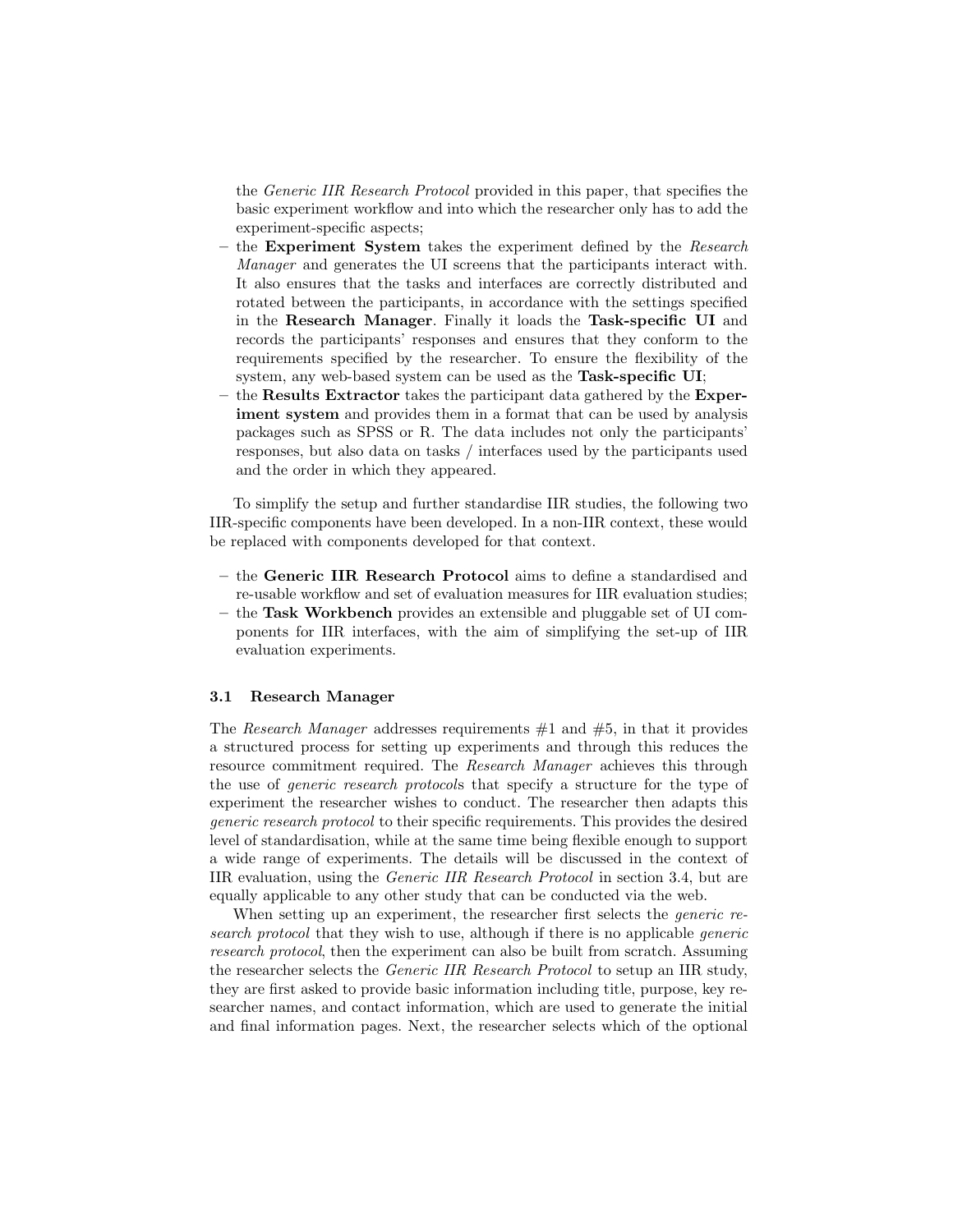the *Generic IIR Research Protocol* provided in this paper, that specifies the basic experiment workflow and into which the researcher only has to add the experiment-specific aspects;

- the **Experiment System** takes the experiment defined by the *Research Manager* and generates the UI screens that the participants interact with. It also ensures that the tasks and interfaces are correctly distributed and rotated between the participants, in accordance with the settings specified in the **Research Manager**. Finally it loads the **Task-specific UI** and records the participants' responses and ensures that they conform to the requirements specified by the researcher. To ensure the flexibility of the system, any web-based system can be used as the **Task-specific UI**;
- the **Results Extractor** takes the participant data gathered by the **Experiment system** and provides them in a format that can be used by analysis packages such as SPSS or R. The data includes not only the participants' responses, but also data on tasks / interfaces used by the participants used and the order in which they appeared.

To simplify the setup and further standardise IIR studies, the following two IIR-specific components have been developed. In a non-IIR context, these would be replaced with components developed for that context.

- the **Generic IIR Research Protocol** aims to define a standardised and re-usable workflow and set of evaluation measures for IIR evaluation studies;
- the **Task Workbench** provides an extensible and pluggable set of UI components for IIR interfaces, with the aim of simplifying the set-up of IIR evaluation experiments.

### 3.1 Research Manager

The *Research Manager* addresses requirements #1 and #5, in that it provides a structured process for setting up experiments and through this reduces the resource commitment required. The *Research Manager* achieves this through the use of *generic research protocols* that specify a structure for the type of experiment the researcher wishes to conduct. The researcher then adapts this *generic research protocol* to their specific requirements. This provides the desired level of standardisation, while at the same time being flexible enough to support a wide range of experiments. The details will be discussed in the context of IIR evaluation, using the *Generic IIR Research Protocol* in section 3.4, but are equally applicable to any other study that can be conducted via the web.

When setting up an experiment, the researcher first selects the *generic research protocol* that they wish to use, although if there is no applicable *generic research protocol*, then the experiment can also be built from scratch. Assuming the researcher selects the *Generic IIR Research Protocol* to setup an IIR study, they are first asked to provide basic information including title, purpose, key researcher names, and contact information, which are used to generate the initial and final information pages. Next, the researcher selects which of the optional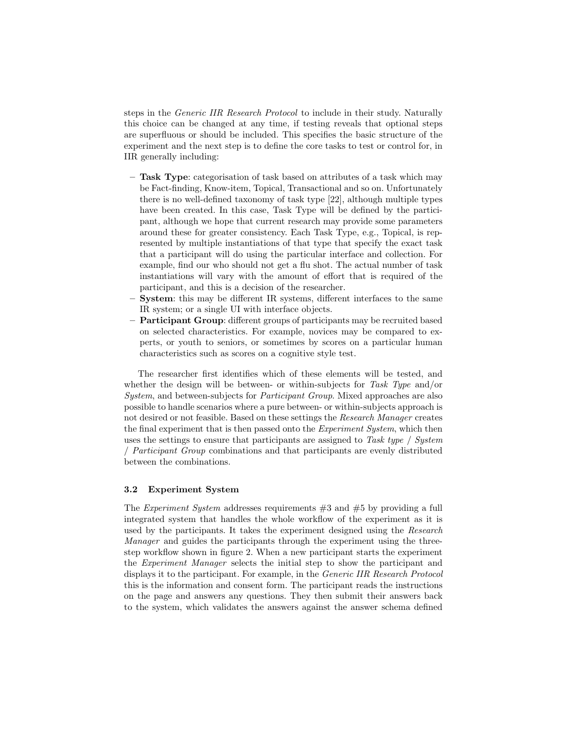steps in the *Generic IIR Research Protocol* to include in their study. Naturally this choice can be changed at any time, if testing reveals that optional steps are superfluous or should be included. This specifies the basic structure of the experiment and the next step is to define the core tasks to test or control for, in IIR generally including:

- **Task Type**: categorisation of task based on attributes of a task which may be Fact-finding, Know-item, Topical, Transactional and so on. Unfortunately there is no well-defined taxonomy of task type [22], although multiple types have been created. In this case, Task Type will be defined by the participant, although we hope that current research may provide some parameters around these for greater consistency. Each Task Type, e.g., Topical, is represented by multiple instantiations of that type that specify the exact task that a participant will do using the particular interface and collection. For example, find our who should not get a flu shot. The actual number of task instantiations will vary with the amount of effort that is required of the participant, and this is a decision of the researcher.
- **System**: this may be different IR systems, different interfaces to the same IR system; or a single UI with interface objects.
- **Participant Group**: different groups of participants may be recruited based on selected characteristics. For example, novices may be compared to experts, or youth to seniors, or sometimes by scores on a particular human characteristics such as scores on a cognitive style test.

The researcher first identifies which of these elements will be tested, and whether the design will be between- or within-subjects for *Task Type* and/or *System*, and between-subjects for *Participant Group*. Mixed approaches are also possible to handle scenarios where a pure between- or within-subjects approach is not desired or not feasible. Based on these settings the *Research Manager* creates the final experiment that is then passed onto the *Experiment System*, which then uses the settings to ensure that participants are assigned to *Task type / System / Participant Group* combinations and that participants are evenly distributed between the combinations.

### 3.2 Experiment System

The *Experiment System* addresses requirements #3 and #5 by providing a full integrated system that handles the whole workflow of the experiment as it is used by the participants. It takes the experiment designed using the *Research Manager* and guides the participants through the experiment using the three-step workflow shown in figure 2. When a new participant starts the experiment the *Experiment Manager* selects the initial step to show the participant and displays it to the participant. For example, in the *Generic IIR Research Protocol* this is the information and consent form. The participant reads the instructions on the page and answers any questions. They then submit their answers back to the system, which validates the answers against the answer schema defined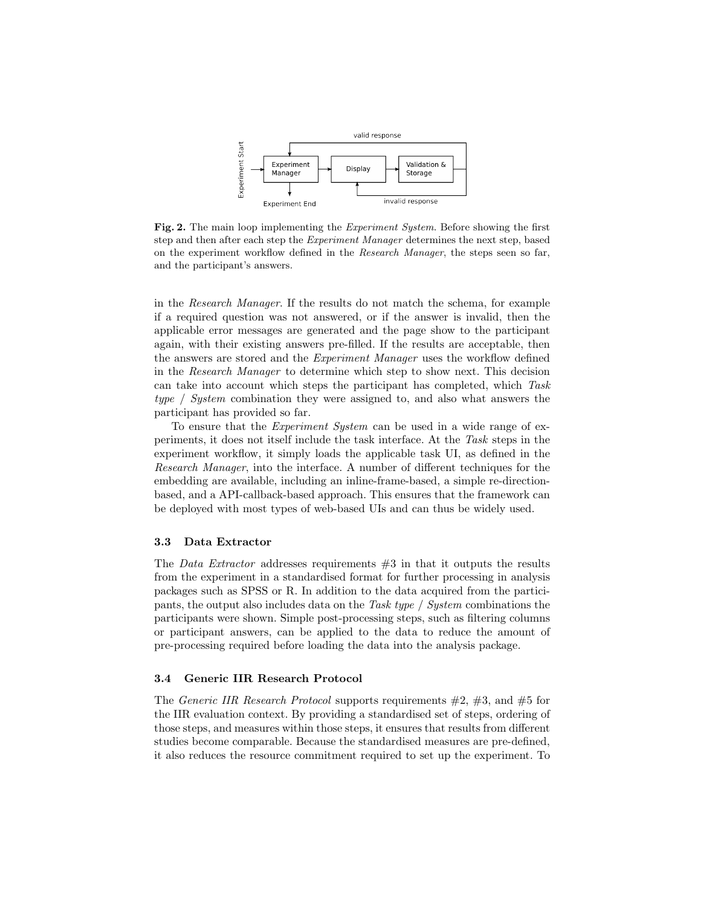valid response

Experiment Start

Experiment Manager

Display

Validation & Storage

Experiment End

invalid response

**Fig. 2.** The main loop implementing the *Experiment System*. Before showing the first step and then after each step the *Experiment Manager* determines the next step, based on the experiment workflow defined in the *Research Manager*, the steps seen so far, and the participant's answers.

in the *Research Manager*. If the results do not match the schema, for example if a required question was not answered, or if the answer is invalid, then the applicable error messages are generated and the page show to the participant again, with their existing answers pre-filled. If the results are acceptable, then the answers are stored and the *Experiment Manager* uses the workflow defined in the *Research Manager* to determine which step to show next. This decision can take into account which steps the participant has completed, which *Task type / System* combination they were assigned to, and also what answers the participant has provided so far.

To ensure that the *Experiment System* can be used in a wide range of experiments, it does not itself include the task interface. At the *Task* steps in the experiment workflow, it simply loads the applicable task UI, as defined in the *Research Manager*, into the interface. A number of different techniques for the embedding are available, including an inline-frame-based, a simple re-direction-based, and a API-callback-based approach. This ensures that the framework can be deployed with most types of web-based UIs and can thus be widely used.

### 3.3 Data Extractor

The *Data Extractor* addresses requirements #3 in that it outputs the results from the experiment in a standardised format for further processing in analysis packages such as SPSS or R. In addition to the data acquired from the participants, the output also includes data on the *Task type / System* combinations the participants were shown. Simple post-processing steps, such as filtering columns or participant answers, can be applied to the data to reduce the amount of pre-processing required before loading the data into the analysis package.

### 3.4 Generic IIR Research Protocol

The *Generic IIR Research Protocol* supports requirements #2, #3, and #5 for the IIR evaluation context. By providing a standardised set of steps, ordering of those steps, and measures within those steps, it ensures that results from different studies become comparable. Because the standardised measures are pre-defined, it also reduces the resource commitment required to set up the experiment. To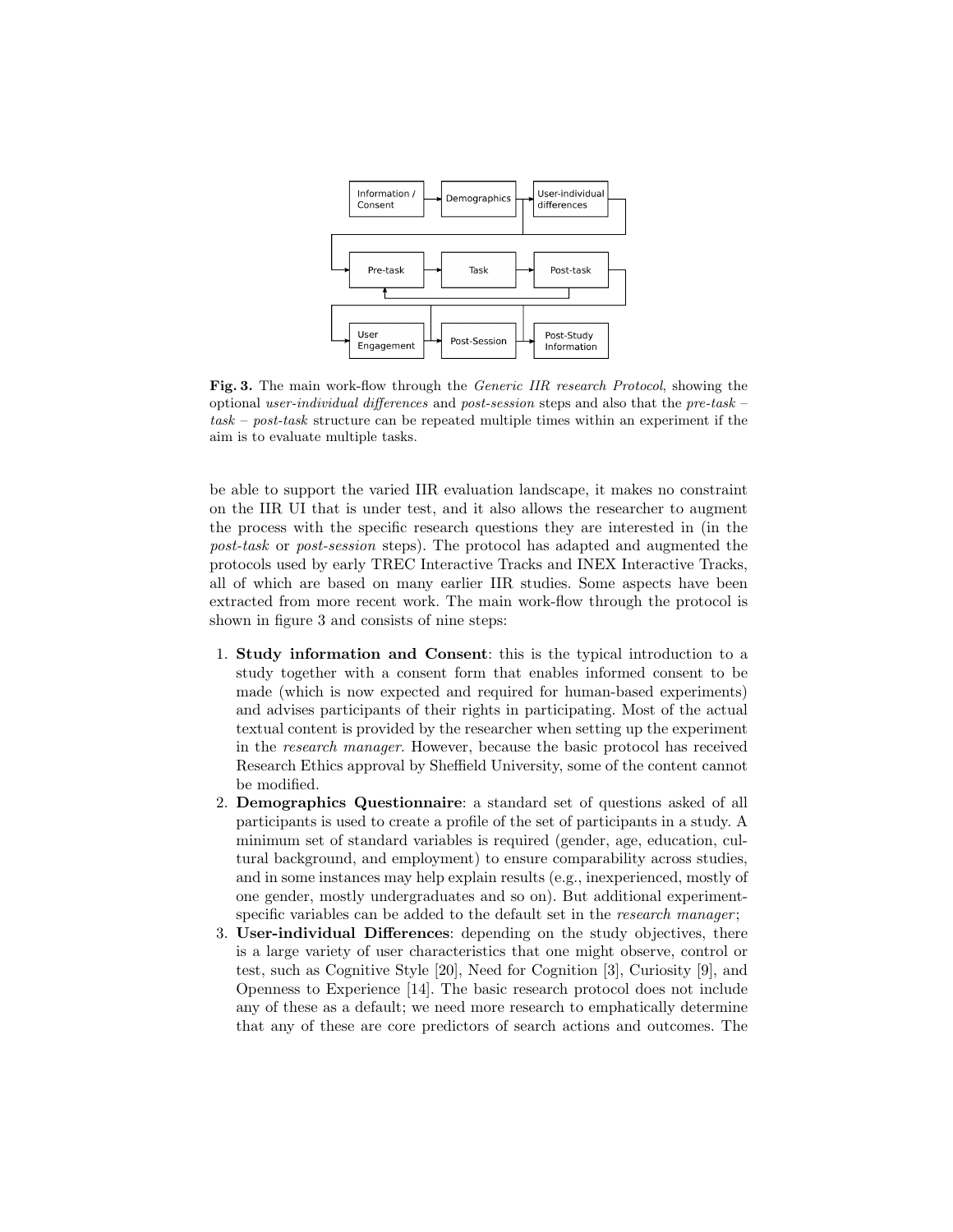Information / Consent
Demographics
User-individual differences
Pre-task
Task
Post-task
User Engagement
Post-Session
Post-Study Information

**Fig. 3.** The main work-flow through the *Generic IIR research Protocol*, showing the optional *user-individual differences* and *post-session* steps and also that the *pre-task – task – post-task* structure can be repeated multiple times within an experiment if the aim is to evaluate multiple tasks.

be able to support the varied IIR evaluation landscape, it makes no constraint on the IIR UI that is under test, and it also allows the researcher to augment the process with the specific research questions they are interested in (in the *post-task* or *post-session* steps). The protocol has adapted and augmented the protocols used by early TREC Interactive Tracks and INEX Interactive Tracks, all of which are based on many earlier IIR studies. Some aspects have been extracted from more recent work. The main work-flow through the protocol is shown in figure 3 and consists of nine steps:

1. **Study information and Consent**: this is the typical introduction to a study together with a consent form that enables informed consent to be made (which is now expected and required for human-based experiments) and advises participants of their rights in participating. Most of the actual textual content is provided by the researcher when setting up the experiment in the *research manager*. However, because the basic protocol has received Research Ethics approval by Sheffield University, some of the content cannot be modified.
2. **Demographics Questionnaire**: a standard set of questions asked of all participants is used to create a profile of the set of participants in a study. A minimum set of standard variables is required (gender, age, education, cultural background, and employment) to ensure comparability across studies, and in some instances may help explain results (e.g., inexperienced, mostly of one gender, mostly undergraduates and so on). But additional experiment-specific variables can be added to the default set in the *research manager*;
3. **User-individual Differences**: depending on the study objectives, there is a large variety of user characteristics that one might observe, control or test, such as Cognitive Style [20], Need for Cognition [3], Curiosity [9], and Openness to Experience [14]. The basic research protocol does not include any of these as a default; we need more research to emphatically determine that any of these are core predictors of search actions and outcomes. The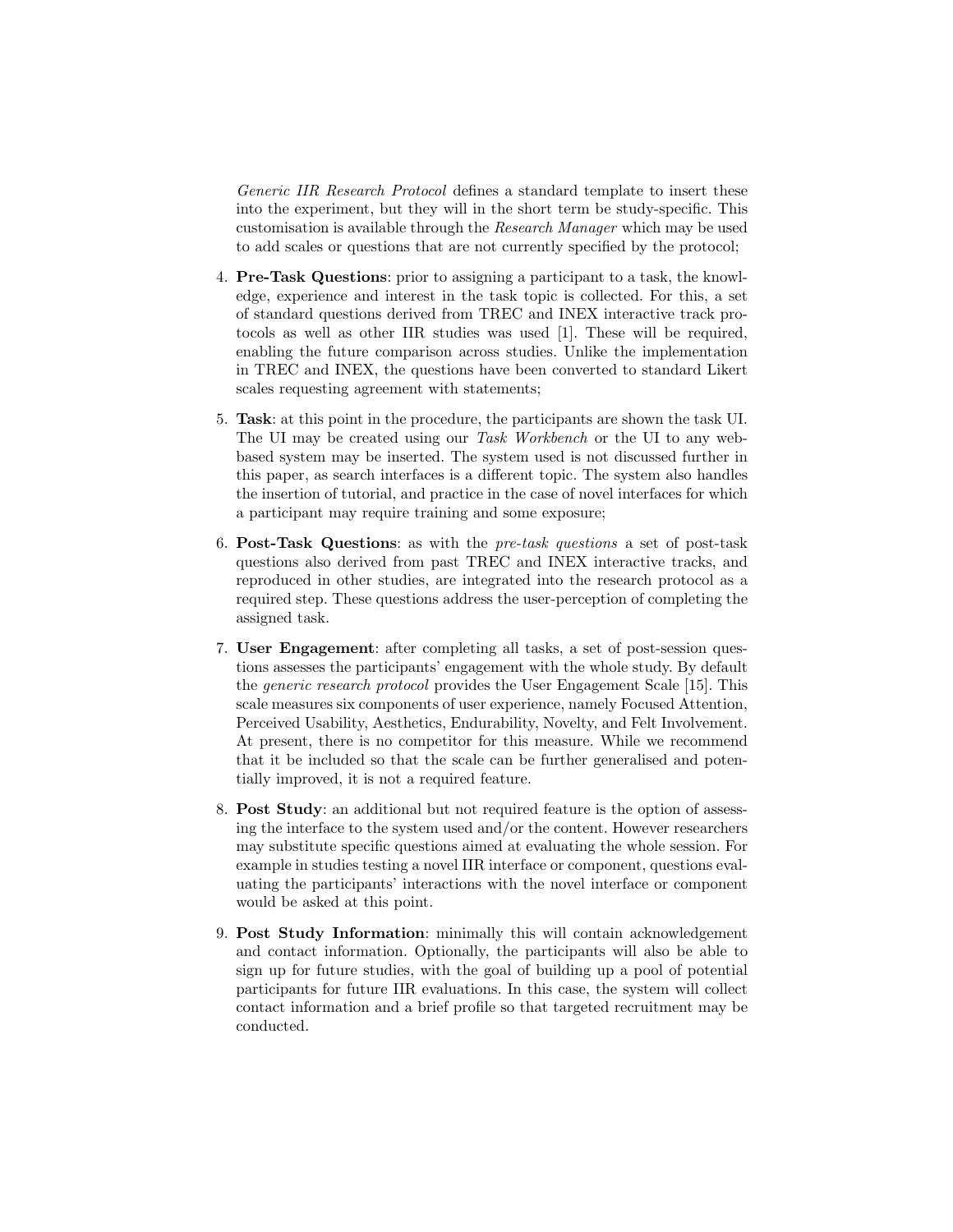*Generic IIR Research Protocol* defines a standard template to insert these into the experiment, but they will in the short term be study-specific. This customisation is available through the *Research Manager* which may be used to add scales or questions that are not currently specified by the protocol;

4. **Pre-Task Questions**: prior to assigning a participant to a task, the knowledge, experience and interest in the task topic is collected. For this, a set of standard questions derived from TREC and INEX interactive track protocols as well as other IIR studies was used [1]. These will be required, enabling the future comparison across studies. Unlike the implementation in TREC and INEX, the questions have been converted to standard Likert scales requesting agreement with statements;
5. **Task**: at this point in the procedure, the participants are shown the task UI. The UI may be created using our *Task Workbench* or the UI to any web-based system may be inserted. The system used is not discussed further in this paper, as search interfaces is a different topic. The system also handles the insertion of tutorial, and practice in the case of novel interfaces for which a participant may require training and some exposure;
6. **Post-Task Questions**: as with the *pre-task questions* a set of post-task questions also derived from past TREC and INEX interactive tracks, and reproduced in other studies, are integrated into the research protocol as a required step. These questions address the user-perception of completing the assigned task.
7. **User Engagement**: after completing all tasks, a set of post-session questions assesses the participants' engagement with the whole study. By default the *generic research protocol* provides the User Engagement Scale [15]. This scale measures six components of user experience, namely Focused Attention, Perceived Usability, Aesthetics, Endurability, Novelty, and Felt Involvement. At present, there is no competitor for this measure. While we recommend that it be included so that the scale can be further generalised and potentially improved, it is not a required feature.
8. **Post Study**: an additional but not required feature is the option of assessing the interface to the system used and/or the content. However researchers may substitute specific questions aimed at evaluating the whole session. For example in studies testing a novel IIR interface or component, questions evaluating the participants' interactions with the novel interface or component would be asked at this point.
9. **Post Study Information**: minimally this will contain acknowledgement and contact information. Optionally, the participants will also be able to sign up for future studies, with the goal of building up a pool of potential participants for future IIR evaluations. In this case, the system will collect contact information and a brief profile so that targeted recruitment may be conducted.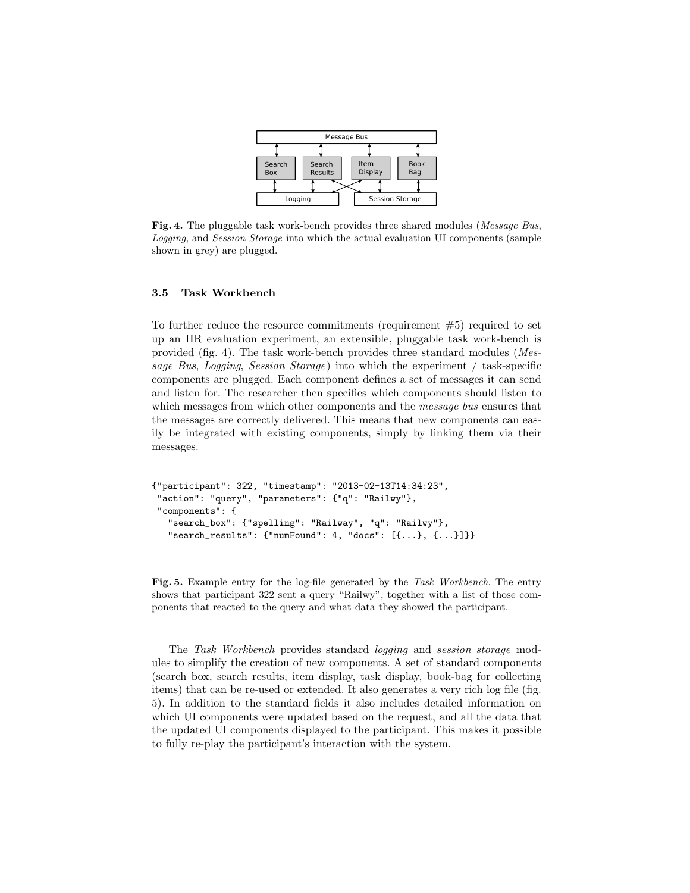**Fig. 4.** The pluggable task work-bench provides three shared modules (*Message Bus*, *Logging*, and *Session Storage* into which the actual evaluation UI components (sample shown in grey) are plugged.

### 3.5 Task Workbench

To further reduce the resource commitments (requirement #5) required to set up an IIR evaluation experiment, an extensible, pluggable task work-bench is provided (fig. 4). The task work-bench provides three standard modules (*Message Bus*, *Logging*, *Session Storage*) into which the experiment / task-specific components are plugged. Each component defines a set of messages it can send and listen for. The researcher then specifies which components should listen to which messages from which other components and the *message bus* ensures that the messages are correctly delivered. This means that new components can easily be integrated with existing components, simply by linking them via their messages.

```
{"participant": 322, "timestamp": "2013-02-13T14:34:23",
 "action": "query", "parameters": {"q": "Railwy"},
 "components": {
   "search_box": {"spelling": "Railway", "q": "Railwy"},
   "search_results": {"numFound": 4, "docs": [{...}, {...}]}}
```

**Fig. 5.** Example entry for the log-file generated by the *Task Workbench*. The entry shows that participant 322 sent a query "Railwy", together with a list of those components that reacted to the query and what data they showed the participant.

The *Task Workbench* provides standard *logging* and *session storage* modules to simplify the creation of new components. A set of standard components (search box, search results, item display, task display, book-bag for collecting items) that can be re-used or extended. It also generates a very rich log file (fig. 5). In addition to the standard fields it also includes detailed information on which UI components were updated based on the request, and all the data that the updated UI components displayed to the participant. This makes it possible to fully re-play the participant's interaction with the system.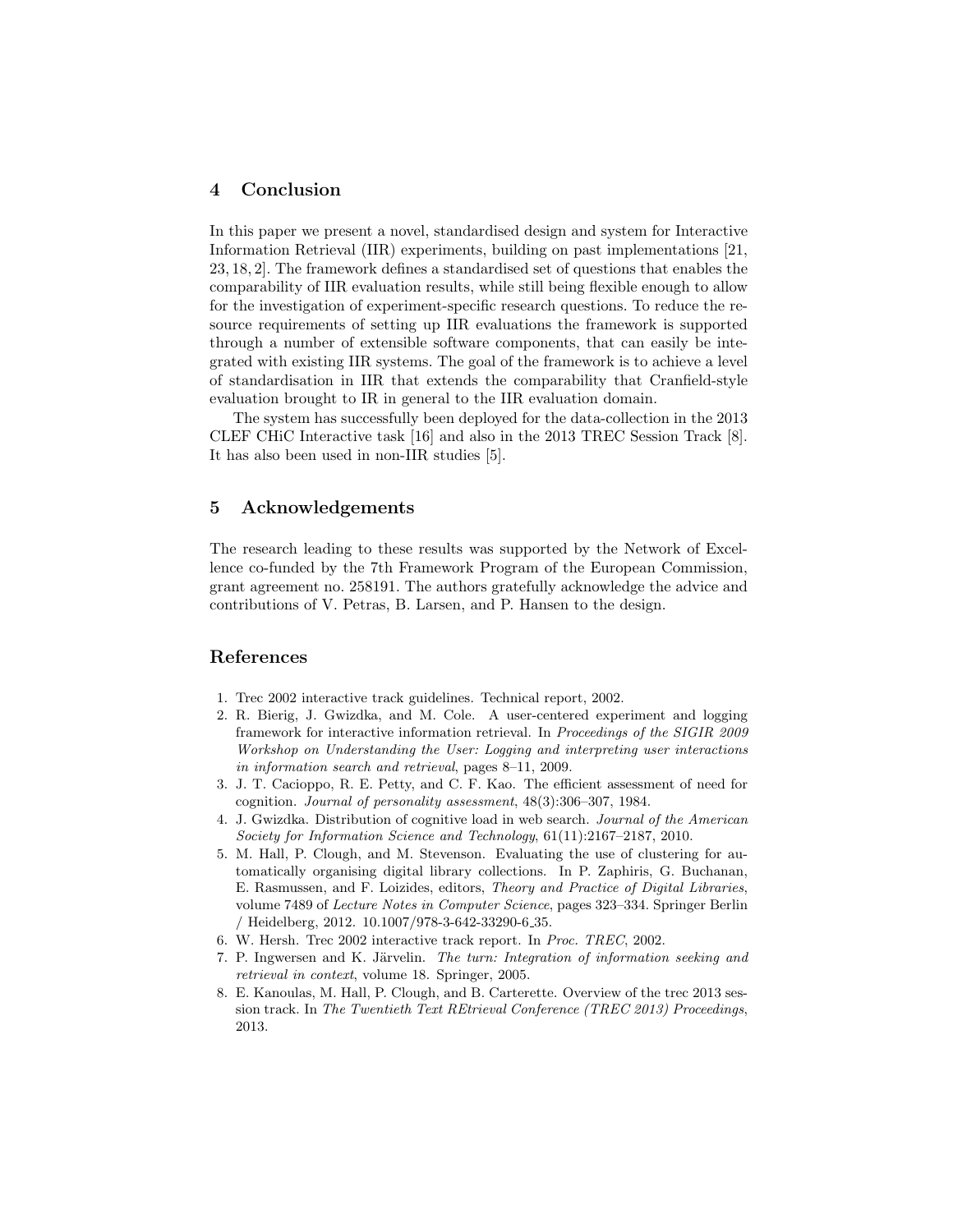## 4 Conclusion

In this paper we present a novel, standardised design and system for Interactive Information Retrieval (IIR) experiments, building on past implementations [21, 23, 18, 2]. The framework defines a standardised set of questions that enables the comparability of IIR evaluation results, while still being flexible enough to allow for the investigation of experiment-specific research questions. To reduce the resource requirements of setting up IIR evaluations the framework is supported through a number of extensible software components, that can easily be integrated with existing IIR systems. The goal of the framework is to achieve a level of standardisation in IIR that extends the comparability that Cranfield-style evaluation brought to IR in general to the IIR evaluation domain.

The system has successfully been deployed for the data-collection in the 2013 CLEF CHiC Interactive task [16] and also in the 2013 TREC Session Track [8]. It has also been used in non-IIR studies [5].

## 5 Acknowledgements

The research leading to these results was supported by the Network of Excellence co-funded by the 7th Framework Program of the European Commission, grant agreement no. 258191. The authors gratefully acknowledge the advice and contributions of V. Petras, B. Larsen, and P. Hansen to the design.

## References

1. Trec 2002 interactive track guidelines. Technical report, 2002.
2. R. Bierig, J. Gwizdka, and M. Cole. A user-centered experiment and logging framework for interactive information retrieval. In *Proceedings of the SIGIR 2009 Workshop on Understanding the User: Logging and interpreting user interactions in information search and retrieval*, pages 8–11, 2009.
3. J. T. Cacioppo, R. E. Petty, and C. F. Kao. The efficient assessment of need for cognition. *Journal of personality assessment*, 48(3):306–307, 1984.
4. J. Gwizdka. Distribution of cognitive load in web search. *Journal of the American Society for Information Science and Technology*, 61(11):2167–2187, 2010.
5. M. Hall, P. Clough, and M. Stevenson. Evaluating the use of clustering for automatically organising digital library collections. In P. Zaphiris, G. Buchanan, E. Rasmussen, and F. Loizides, editors, *Theory and Practice of Digital Libraries*, volume 7489 of *Lecture Notes in Computer Science*, pages 323–334. Springer Berlin / Heidelberg, 2012. 10.1007/978-3-642-33290-6_35.
6. W. Hersh. Trec 2002 interactive track report. In *Proc. TREC*, 2002.
7. P. Ingwersen and K. Järvelin. *The turn: Integration of information seeking and retrieval in context*, volume 18. Springer, 2005.
8. E. Kanoulas, M. Hall, P. Clough, and B. Carterette. Overview of the trec 2013 session track. In *The Twentieth Text REtrieval Conference (TREC 2013) Proceedings*, 2013.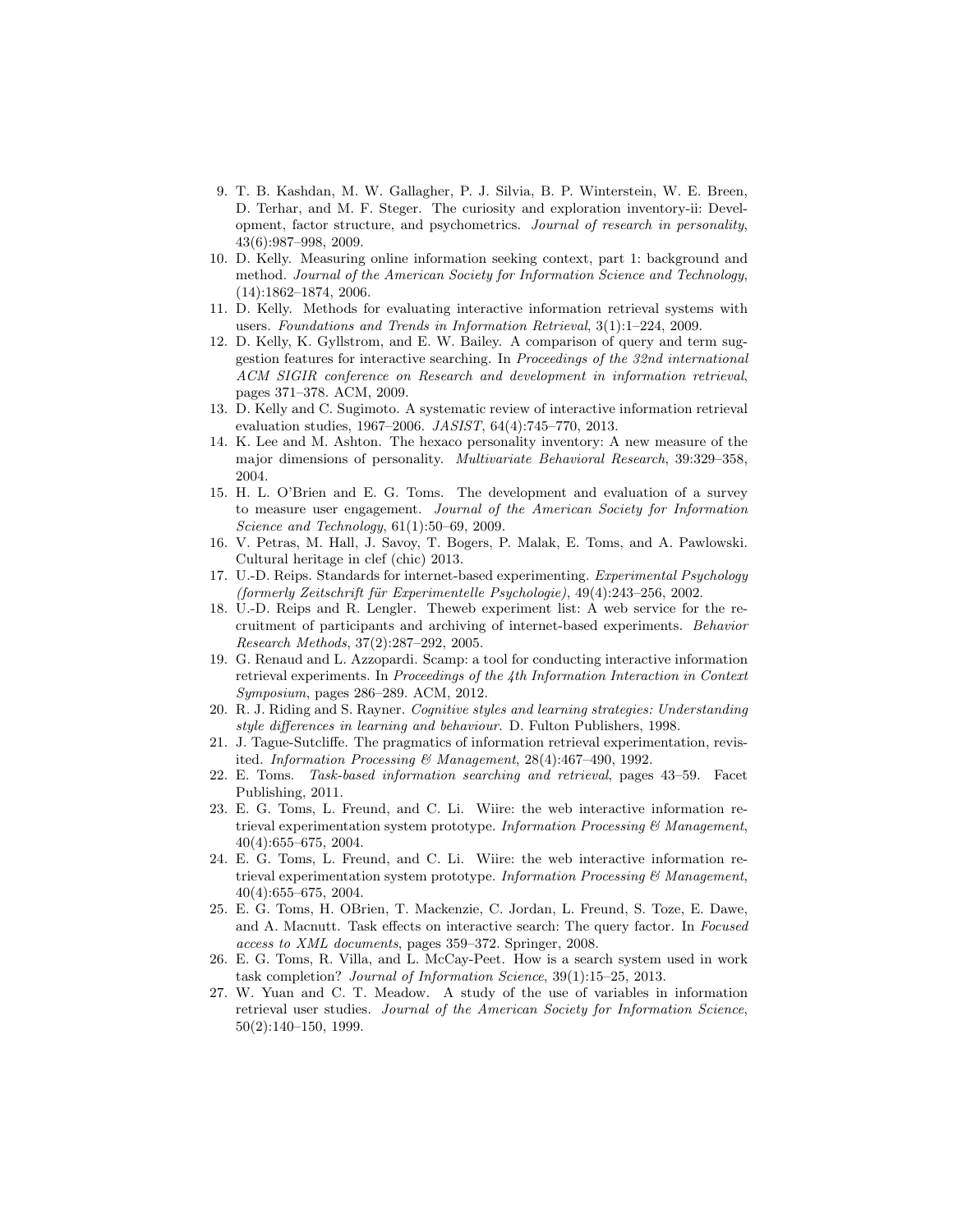9. T. B. Kashdan, M. W. Gallagher, P. J. Silvia, B. P. Winterstein, W. E. Breen, D. Terhar, and M. F. Steger. The curiosity and exploration inventory-ii: Development, factor structure, and psychometrics. *Journal of research in personality*, 43(6):987–998, 2009.
10. D. Kelly. Measuring online information seeking context, part 1: background and method. *Journal of the American Society for Information Science and Technology*, (14):1862–1874, 2006.
11. D. Kelly. Methods for evaluating interactive information retrieval systems with users. *Foundations and Trends in Information Retrieval*, 3(1):1–224, 2009.
12. D. Kelly, K. Gyllstrom, and E. W. Bailey. A comparison of query and term suggestion features for interactive searching. In *Proceedings of the 32nd international ACM SIGIR conference on Research and development in information retrieval*, pages 371–378. ACM, 2009.
13. D. Kelly and C. Sugimoto. A systematic review of interactive information retrieval evaluation studies, 1967–2006. *JASIST*, 64(4):745–770, 2013.
14. K. Lee and M. Ashton. The hexaco personality inventory: A new measure of the major dimensions of personality. *Multivariate Behavioral Research*, 39:329–358, 2004.
15. H. L. O'Brien and E. G. Toms. The development and evaluation of a survey to measure user engagement. *Journal of the American Society for Information Science and Technology*, 61(1):50–69, 2009.
16. V. Petras, M. Hall, J. Savoy, T. Bogers, P. Malak, E. Toms, and A. Pawlowski. Cultural heritage in clef (chic) 2013.
17. U.-D. Reips. Standards for internet-based experimenting. *Experimental Psychology (formerly Zeitschrift für Experimentelle Psychologie)*, 49(4):243–256, 2002.
18. U.-D. Reips and R. Lengler. Theweb experiment list: A web service for the recruitment of participants and archiving of internet-based experiments. *Behavior Research Methods*, 37(2):287–292, 2005.
19. G. Renaud and L. Azzopardi. Scamp: a tool for conducting interactive information retrieval experiments. In *Proceedings of the 4th Information Interaction in Context Symposium*, pages 286–289. ACM, 2012.
20. R. J. Riding and S. Rayner. *Cognitive styles and learning strategies: Understanding style differences in learning and behaviour*. D. Fulton Publishers, 1998.
21. J. Tague-Sutcliffe. The pragmatics of information retrieval experimentation, revisited. *Information Processing & Management*, 28(4):467–490, 1992.
22. E. Toms. *Task-based information searching and retrieval*, pages 43–59. Facet Publishing, 2011.
23. E. G. Toms, L. Freund, and C. Li. Wiire: the web interactive information retrieval experimentation system prototype. *Information Processing & Management*, 40(4):655–675, 2004.
24. E. G. Toms, L. Freund, and C. Li. Wiire: the web interactive information retrieval experimentation system prototype. *Information Processing & Management*, 40(4):655–675, 2004.
25. E. G. Toms, H. OBrien, T. Mackenzie, C. Jordan, L. Freund, S. Toze, E. Dawe, and A. Macnutt. Task effects on interactive search: The query factor. In *Focused access to XML documents*, pages 359–372. Springer, 2008.
26. E. G. Toms, R. Villa, and L. McCay-Peet. How is a search system used in work task completion? *Journal of Information Science*, 39(1):15–25, 2013.
27. W. Yuan and C. T. Meadow. A study of the use of variables in information retrieval user studies. *Journal of the American Society for Information Science*, 50(2):140–150, 1999.